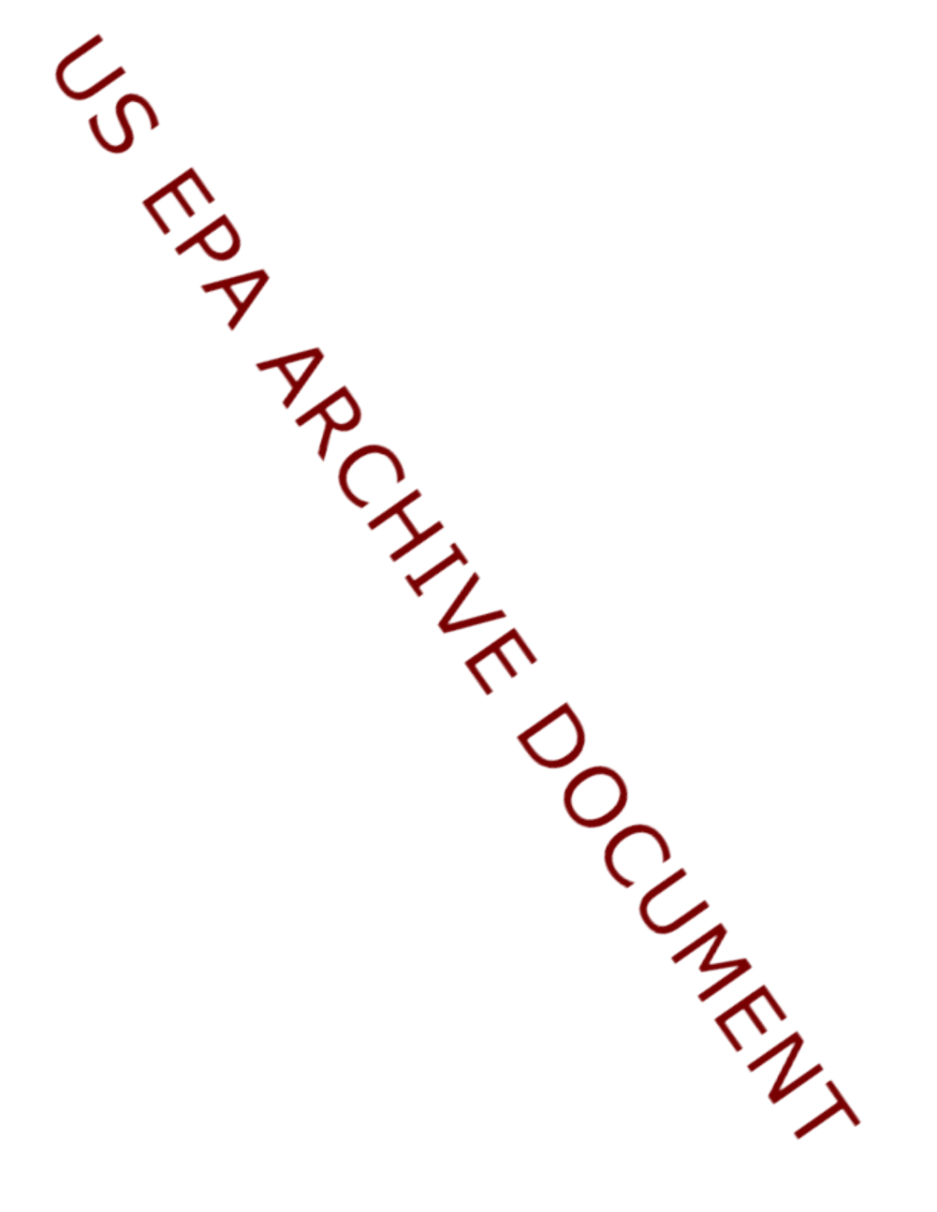US EPA ARCHIVE DOCUMENT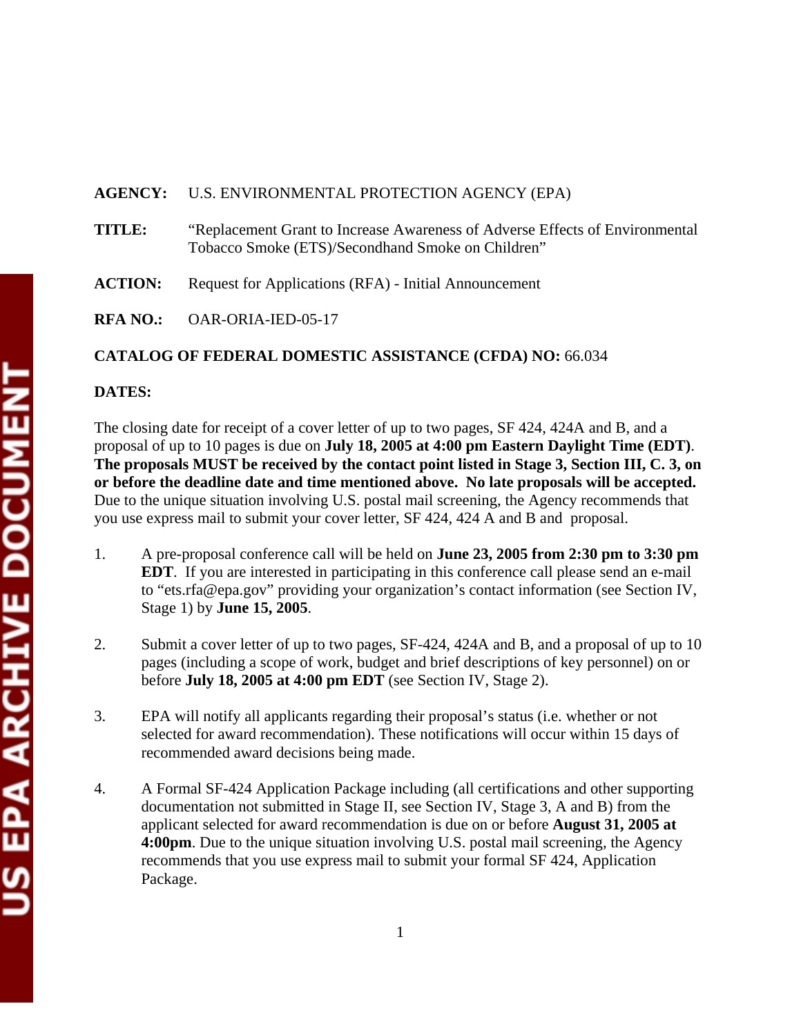**AGENCY:** U.S. ENVIRONMENTAL PROTECTION AGENCY (EPA)

**TITLE:** "Replacement Grant to Increase Awareness of Adverse Effects of Environmental Tobacco Smoke (ETS)/Secondhand Smoke on Children"

**ACTION:** Request for Applications (RFA) - Initial Announcement

**RFA NO.:** OAR-ORIA-IED-05-17

**CATALOG OF FEDERAL DOMESTIC ASSISTANCE (CFDA) NO:** 66.034

**DATES:**

The closing date for receipt of a cover letter of up to two pages, SF 424, 424A and B, and a proposal of up to 10 pages is due on **July 18, 2005 at 4:00 pm Eastern Daylight Time (EDT)**. **The proposals MUST be received by the contact point listed in Stage 3, Section III, C. 3, on or before the deadline date and time mentioned above. No late proposals will be accepted.** Due to the unique situation involving U.S. postal mail screening, the Agency recommends that you use express mail to submit your cover letter, SF 424, 424 A and B and proposal.

1. A pre-proposal conference call will be held on **June 23, 2005 from 2:30 pm to 3:30 pm EDT**. If you are interested in participating in this conference call please send an e-mail to "ets.rfa@epa.gov" providing your organization's contact information (see Section IV, Stage 1) by **June 15, 2005**.

2. Submit a cover letter of up to two pages, SF-424, 424A and B, and a proposal of up to 10 pages (including a scope of work, budget and brief descriptions of key personnel) on or before **July 18, 2005 at 4:00 pm EDT** (see Section IV, Stage 2).

3. EPA will notify all applicants regarding their proposal's status (i.e. whether or not selected for award recommendation). These notifications will occur within 15 days of recommended award decisions being made.

4. A Formal SF-424 Application Package including (all certifications and other supporting documentation not submitted in Stage II, see Section IV, Stage 3, A and B) from the applicant selected for award recommendation is due on or before **August 31, 2005 at 4:00pm**. Due to the unique situation involving U.S. postal mail screening, the Agency recommends that you use express mail to submit your formal SF 424, Application Package.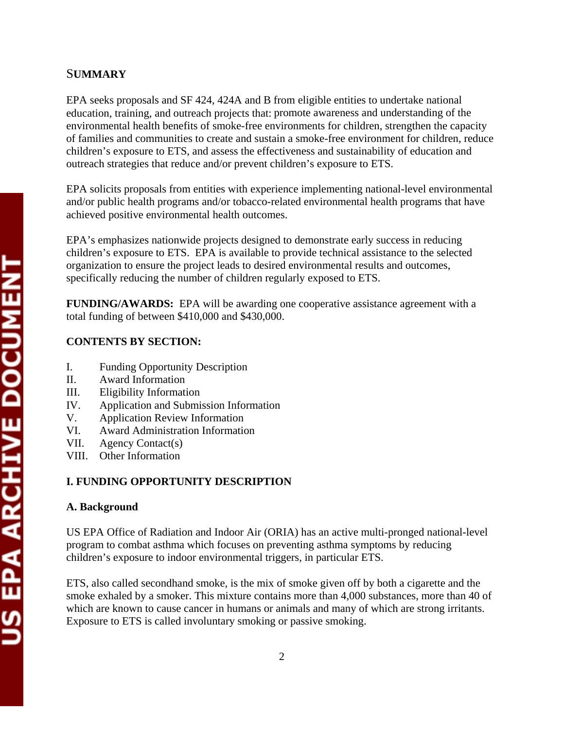## SUMMARY

EPA seeks proposals and SF 424, 424A and B from eligible entities to undertake national education, training, and outreach projects that: promote awareness and understanding of the environmental health benefits of smoke-free environments for children, strengthen the capacity of families and communities to create and sustain a smoke-free environment for children, reduce children's exposure to ETS, and assess the effectiveness and sustainability of education and outreach strategies that reduce and/or prevent children's exposure to ETS.

EPA solicits proposals from entities with experience implementing national-level environmental and/or public health programs and/or tobacco-related environmental health programs that have achieved positive environmental health outcomes.

EPA's emphasizes nationwide projects designed to demonstrate early success in reducing children's exposure to ETS. EPA is available to provide technical assistance to the selected organization to ensure the project leads to desired environmental results and outcomes, specifically reducing the number of children regularly exposed to ETS.

**FUNDING/AWARDS:** EPA will be awarding one cooperative assistance agreement with a total funding of between $410,000 and $430,000.

**CONTENTS BY SECTION:**

I. Funding Opportunity Description
II. Award Information
III. Eligibility Information
IV. Application and Submission Information
V. Application Review Information
VI. Award Administration Information
VII. Agency Contact(s)
VIII. Other Information

## I. FUNDING OPPORTUNITY DESCRIPTION

### A. Background

US EPA Office of Radiation and Indoor Air (ORIA) has an active multi-pronged national-level program to combat asthma which focuses on preventing asthma symptoms by reducing children's exposure to indoor environmental triggers, in particular ETS.

ETS, also called secondhand smoke, is the mix of smoke given off by both a cigarette and the smoke exhaled by a smoker. This mixture contains more than 4,000 substances, more than 40 of which are known to cause cancer in humans or animals and many of which are strong irritants. Exposure to ETS is called involuntary smoking or passive smoking.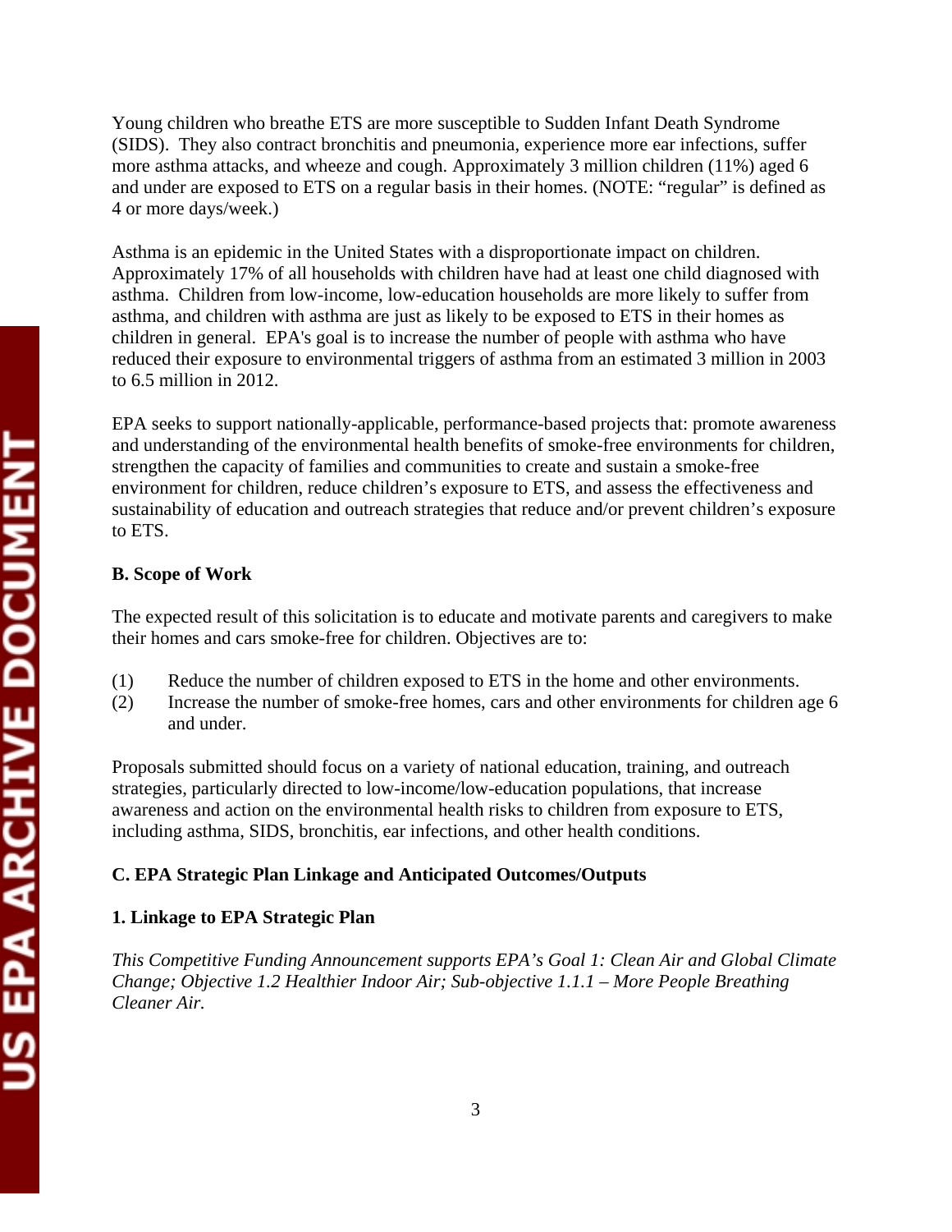Young children who breathe ETS are more susceptible to Sudden Infant Death Syndrome (SIDS). They also contract bronchitis and pneumonia, experience more ear infections, suffer more asthma attacks, and wheeze and cough. Approximately 3 million children (11%) aged 6 and under are exposed to ETS on a regular basis in their homes. (NOTE: "regular" is defined as 4 or more days/week.)

Asthma is an epidemic in the United States with a disproportionate impact on children. Approximately 17% of all households with children have had at least one child diagnosed with asthma. Children from low-income, low-education households are more likely to suffer from asthma, and children with asthma are just as likely to be exposed to ETS in their homes as children in general. EPA's goal is to increase the number of people with asthma who have reduced their exposure to environmental triggers of asthma from an estimated 3 million in 2003 to 6.5 million in 2012.

EPA seeks to support nationally-applicable, performance-based projects that: promote awareness and understanding of the environmental health benefits of smoke-free environments for children, strengthen the capacity of families and communities to create and sustain a smoke-free environment for children, reduce children's exposure to ETS, and assess the effectiveness and sustainability of education and outreach strategies that reduce and/or prevent children's exposure to ETS.

**B. Scope of Work**

The expected result of this solicitation is to educate and motivate parents and caregivers to make their homes and cars smoke-free for children. Objectives are to:

(1) Reduce the number of children exposed to ETS in the home and other environments.
(2) Increase the number of smoke-free homes, cars and other environments for children age 6 and under.

Proposals submitted should focus on a variety of national education, training, and outreach strategies, particularly directed to low-income/low-education populations, that increase awareness and action on the environmental health risks to children from exposure to ETS, including asthma, SIDS, bronchitis, ear infections, and other health conditions.

**C. EPA Strategic Plan Linkage and Anticipated Outcomes/Outputs**

**1. Linkage to EPA Strategic Plan**

*This Competitive Funding Announcement supports EPA's Goal 1: Clean Air and Global Climate Change; Objective 1.2 Healthier Indoor Air; Sub-objective 1.1.1 – More People Breathing Cleaner Air.*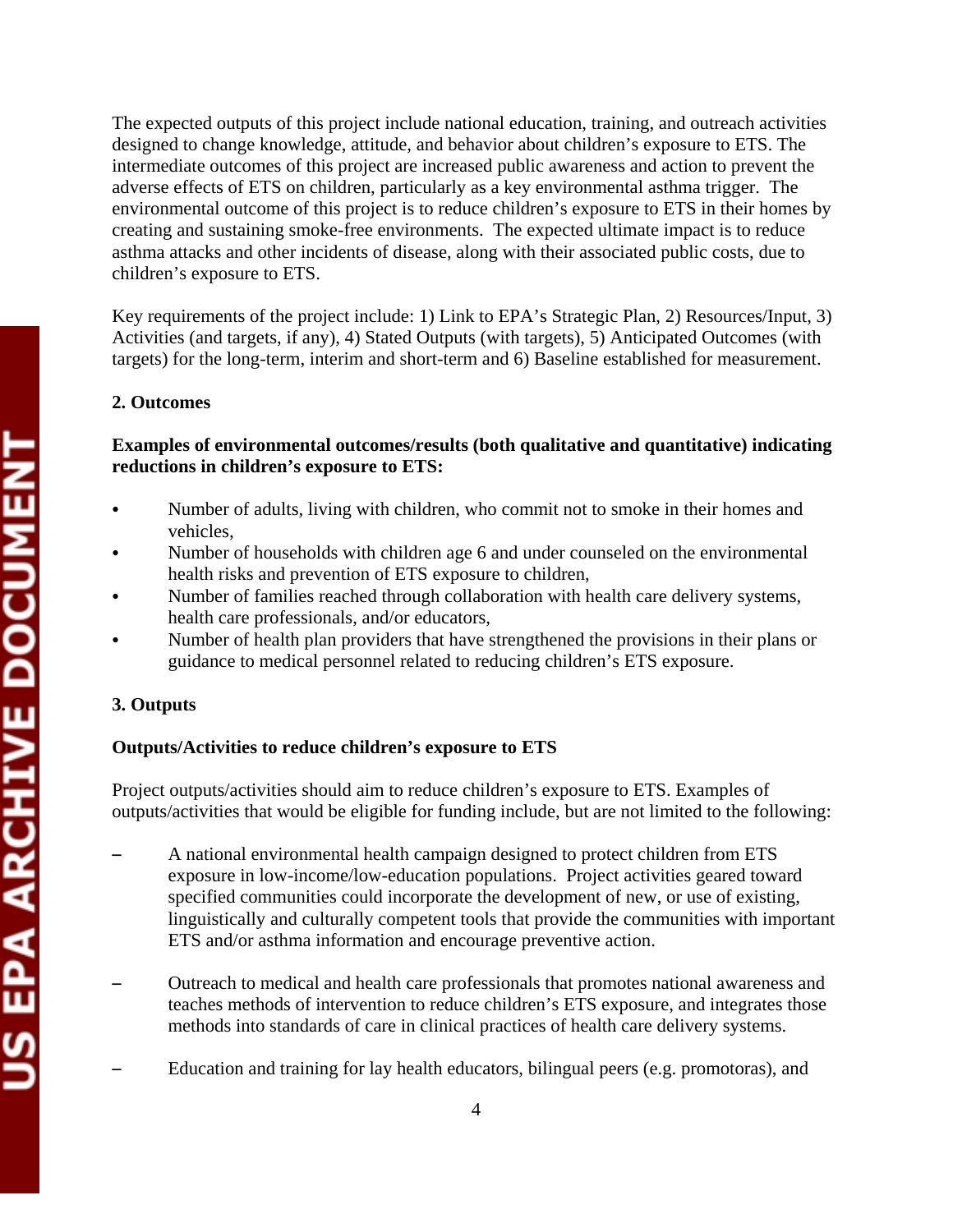The expected outputs of this project include national education, training, and outreach activities designed to change knowledge, attitude, and behavior about children's exposure to ETS. The intermediate outcomes of this project are increased public awareness and action to prevent the adverse effects of ETS on children, particularly as a key environmental asthma trigger. The environmental outcome of this project is to reduce children's exposure to ETS in their homes by creating and sustaining smoke-free environments. The expected ultimate impact is to reduce asthma attacks and other incidents of disease, along with their associated public costs, due to children's exposure to ETS.

Key requirements of the project include: 1) Link to EPA's Strategic Plan, 2) Resources/Input, 3) Activities (and targets, if any), 4) Stated Outputs (with targets), 5) Anticipated Outcomes (with targets) for the long-term, interim and short-term and 6) Baseline established for measurement.

**2. Outcomes**

**Examples of environmental outcomes/results (both qualitative and quantitative) indicating reductions in children's exposure to ETS:**

- Number of adults, living with children, who commit not to smoke in their homes and vehicles,
- Number of households with children age 6 and under counseled on the environmental health risks and prevention of ETS exposure to children,
- Number of families reached through collaboration with health care delivery systems, health care professionals, and/or educators,
- Number of health plan providers that have strengthened the provisions in their plans or guidance to medical personnel related to reducing children's ETS exposure.

**3. Outputs**

**Outputs/Activities to reduce children's exposure to ETS**

Project outputs/activities should aim to reduce children's exposure to ETS. Examples of outputs/activities that would be eligible for funding include, but are not limited to the following:

- A national environmental health campaign designed to protect children from ETS exposure in low-income/low-education populations. Project activities geared toward specified communities could incorporate the development of new, or use of existing, linguistically and culturally competent tools that provide the communities with important ETS and/or asthma information and encourage preventive action.

- Outreach to medical and health care professionals that promotes national awareness and teaches methods of intervention to reduce children's ETS exposure, and integrates those methods into standards of care in clinical practices of health care delivery systems.

- Education and training for lay health educators, bilingual peers (e.g. promotoras), and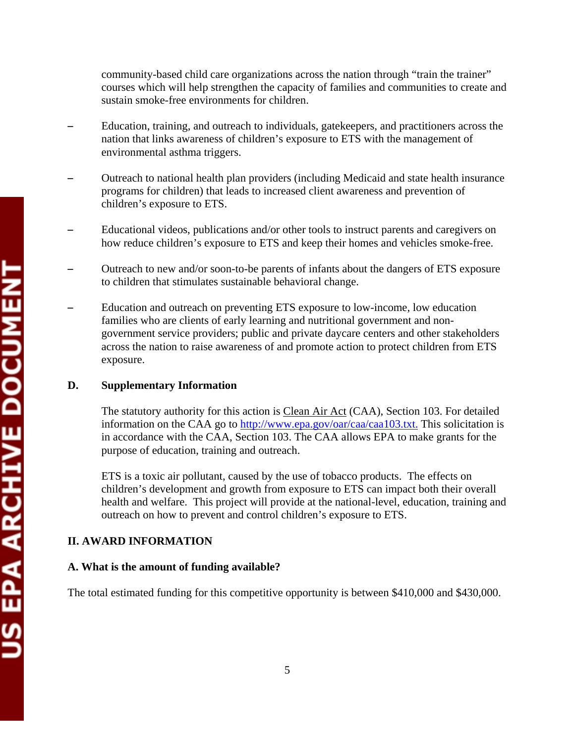community-based child care organizations across the nation through "train the trainer" courses which will help strengthen the capacity of families and communities to create and sustain smoke-free environments for children.

- Education, training, and outreach to individuals, gatekeepers, and practitioners across the nation that links awareness of children's exposure to ETS with the management of environmental asthma triggers.

- Outreach to national health plan providers (including Medicaid and state health insurance programs for children) that leads to increased client awareness and prevention of children's exposure to ETS.

- Educational videos, publications and/or other tools to instruct parents and caregivers on how reduce children's exposure to ETS and keep their homes and vehicles smoke-free.

- Outreach to new and/or soon-to-be parents of infants about the dangers of ETS exposure to children that stimulates sustainable behavioral change.

- Education and outreach on preventing ETS exposure to low-income, low education families who are clients of early learning and nutritional government and non-government service providers; public and private daycare centers and other stakeholders across the nation to raise awareness of and promote action to protect children from ETS exposure.

### D. Supplementary Information

The statutory authority for this action is Clean Air Act (CAA), Section 103. For detailed information on the CAA go to [http://www.epa.gov/oar/caa/caa103.txt.](http://www.epa.gov/oar/caa/caa103.txt) This solicitation is in accordance with the CAA, Section 103. The CAA allows EPA to make grants for the purpose of education, training and outreach.

ETS is a toxic air pollutant, caused by the use of tobacco products. The effects on children's development and growth from exposure to ETS can impact both their overall health and welfare. This project will provide at the national-level, education, training and outreach on how to prevent and control children's exposure to ETS.

## II. AWARD INFORMATION

### A. What is the amount of funding available?

The total estimated funding for this competitive opportunity is between $410,000 and $430,000.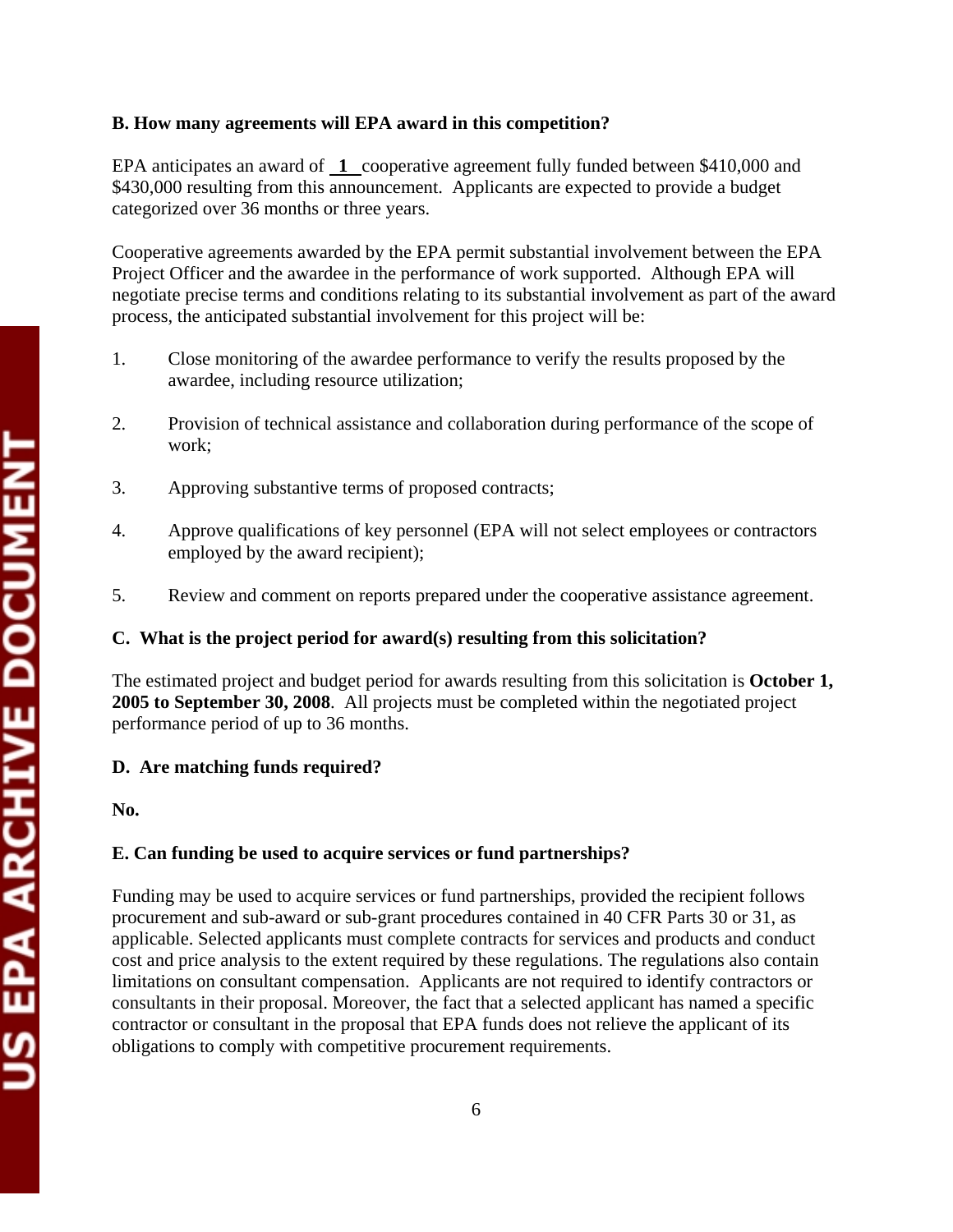**B. How many agreements will EPA award in this competition?**

EPA anticipates an award of **1** cooperative agreement fully funded between $410,000 and $430,000 resulting from this announcement. Applicants are expected to provide a budget categorized over 36 months or three years.

Cooperative agreements awarded by the EPA permit substantial involvement between the EPA Project Officer and the awardee in the performance of work supported. Although EPA will negotiate precise terms and conditions relating to its substantial involvement as part of the award process, the anticipated substantial involvement for this project will be:

1. Close monitoring of the awardee performance to verify the results proposed by the awardee, including resource utilization;

2. Provision of technical assistance and collaboration during performance of the scope of work;

3. Approving substantive terms of proposed contracts;

4. Approve qualifications of key personnel (EPA will not select employees or contractors employed by the award recipient);

5. Review and comment on reports prepared under the cooperative assistance agreement.

**C. What is the project period for award(s) resulting from this solicitation?**

The estimated project and budget period for awards resulting from this solicitation is **October 1, 2005 to September 30, 2008**. All projects must be completed within the negotiated project performance period of up to 36 months.

**D. Are matching funds required?**

**No.**

**E. Can funding be used to acquire services or fund partnerships?**

Funding may be used to acquire services or fund partnerships, provided the recipient follows procurement and sub-award or sub-grant procedures contained in 40 CFR Parts 30 or 31, as applicable. Selected applicants must complete contracts for services and products and conduct cost and price analysis to the extent required by these regulations. The regulations also contain limitations on consultant compensation. Applicants are not required to identify contractors or consultants in their proposal. Moreover, the fact that a selected applicant has named a specific contractor or consultant in the proposal that EPA funds does not relieve the applicant of its obligations to comply with competitive procurement requirements.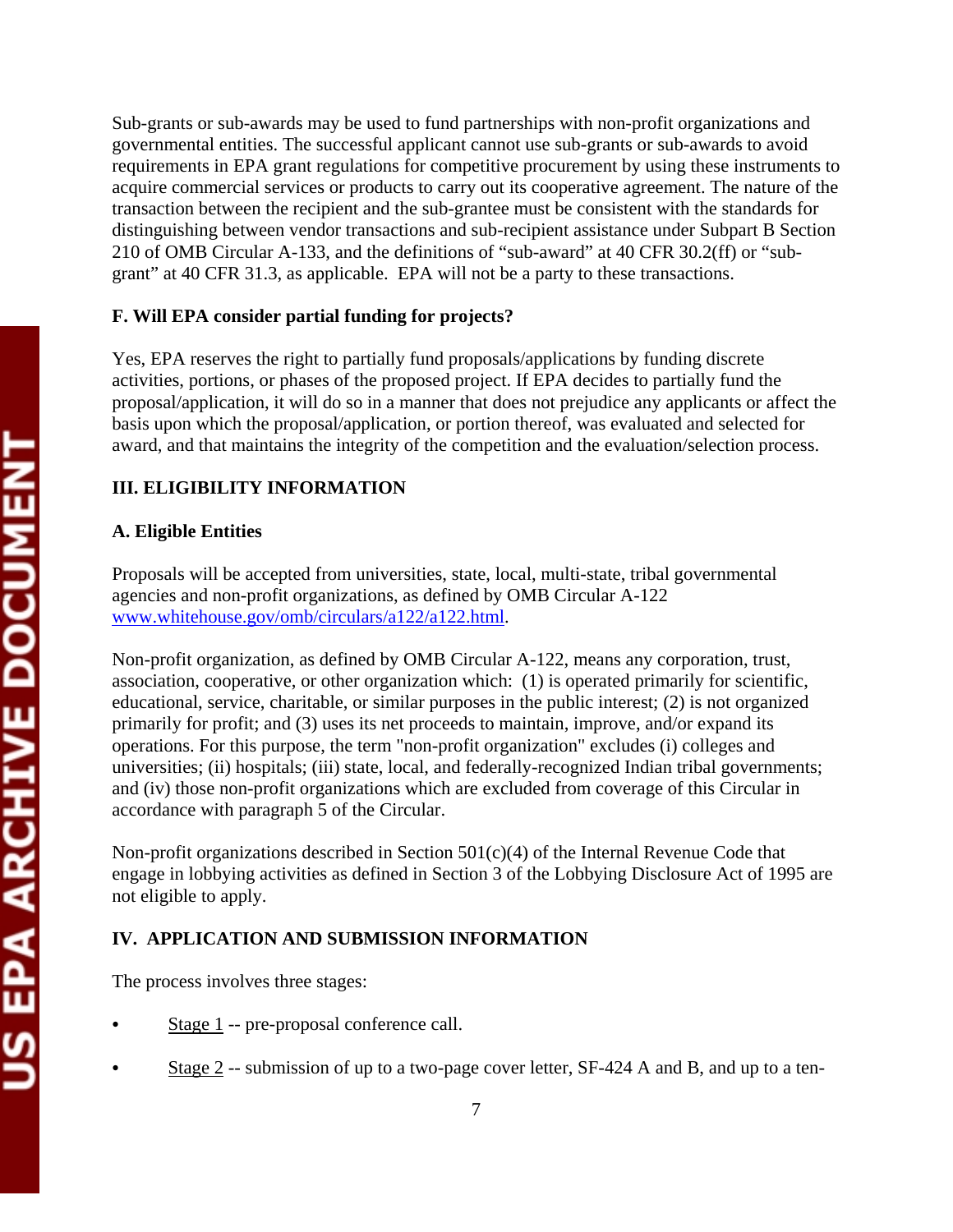Sub-grants or sub-awards may be used to fund partnerships with non-profit organizations and governmental entities. The successful applicant cannot use sub-grants or sub-awards to avoid requirements in EPA grant regulations for competitive procurement by using these instruments to acquire commercial services or products to carry out its cooperative agreement. The nature of the transaction between the recipient and the sub-grantee must be consistent with the standards for distinguishing between vendor transactions and sub-recipient assistance under Subpart B Section 210 of OMB Circular A-133, and the definitions of "sub-award" at 40 CFR 30.2(ff) or "sub-grant" at 40 CFR 31.3, as applicable. EPA will not be a party to these transactions.

**F. Will EPA consider partial funding for projects?**

Yes, EPA reserves the right to partially fund proposals/applications by funding discrete activities, portions, or phases of the proposed project. If EPA decides to partially fund the proposal/application, it will do so in a manner that does not prejudice any applicants or affect the basis upon which the proposal/application, or portion thereof, was evaluated and selected for award, and that maintains the integrity of the competition and the evaluation/selection process.

## III. ELIGIBILITY INFORMATION

**A. Eligible Entities**

Proposals will be accepted from universities, state, local, multi-state, tribal governmental agencies and non-profit organizations, as defined by OMB Circular A-122 [www.whitehouse.gov/omb/circulars/a122/a122.html](www.whitehouse.gov/omb/circulars/a122/a122.html).

Non-profit organization, as defined by OMB Circular A-122, means any corporation, trust, association, cooperative, or other organization which: (1) is operated primarily for scientific, educational, service, charitable, or similar purposes in the public interest; (2) is not organized primarily for profit; and (3) uses its net proceeds to maintain, improve, and/or expand its operations. For this purpose, the term "non-profit organization" excludes (i) colleges and universities; (ii) hospitals; (iii) state, local, and federally-recognized Indian tribal governments; and (iv) those non-profit organizations which are excluded from coverage of this Circular in accordance with paragraph 5 of the Circular.

Non-profit organizations described in Section 501(c)(4) of the Internal Revenue Code that engage in lobbying activities as defined in Section 3 of the Lobbying Disclosure Act of 1995 are not eligible to apply.

## IV. APPLICATION AND SUBMISSION INFORMATION

The process involves three stages:

- Stage 1 -- pre-proposal conference call.
- Stage 2 -- submission of up to a two-page cover letter, SF-424 A and B, and up to a ten-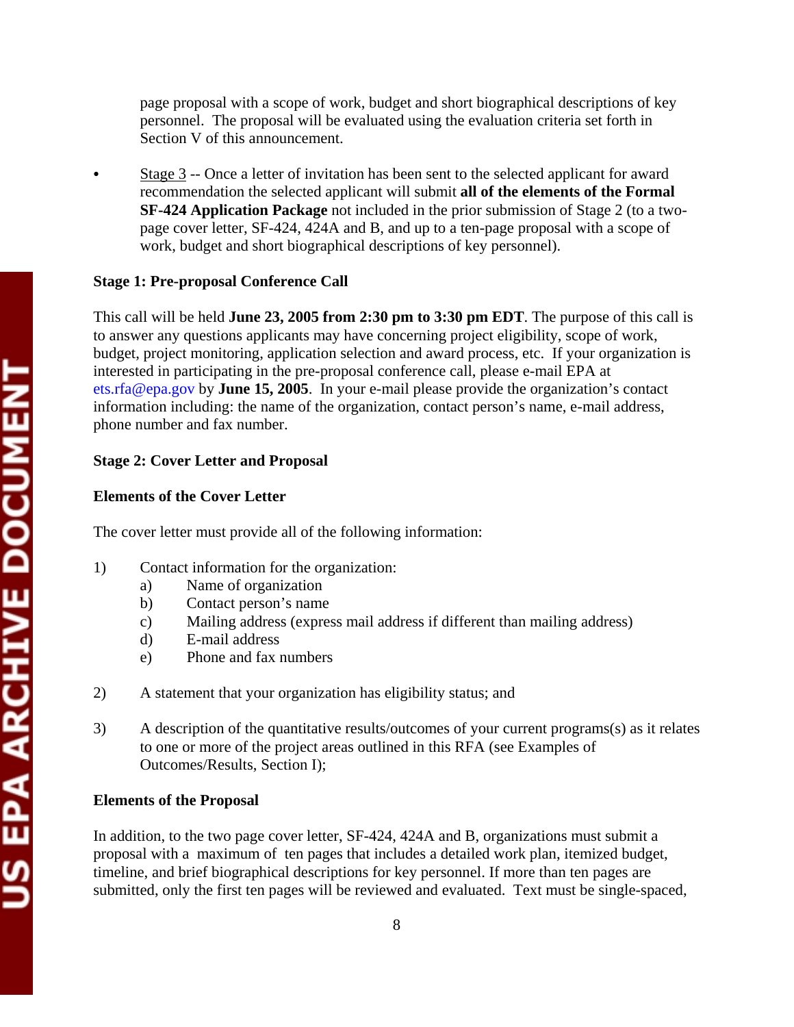page proposal with a scope of work, budget and short biographical descriptions of key personnel. The proposal will be evaluated using the evaluation criteria set forth in Section V of this announcement.

- Stage 3 -- Once a letter of invitation has been sent to the selected applicant for award recommendation the selected applicant will submit **all of the elements of the Formal SF-424 Application Package** not included in the prior submission of Stage 2 (to a two-page cover letter, SF-424, 424A and B, and up to a ten-page proposal with a scope of work, budget and short biographical descriptions of key personnel).

**Stage 1: Pre-proposal Conference Call**

This call will be held **June 23, 2005 from 2:30 pm to 3:30 pm EDT**. The purpose of this call is to answer any questions applicants may have concerning project eligibility, scope of work, budget, project monitoring, application selection and award process, etc. If your organization is interested in participating in the pre-proposal conference call, please e-mail EPA at ets.rfa@epa.gov by **June 15, 2005**. In your e-mail please provide the organization's contact information including: the name of the organization, contact person's name, e-mail address, phone number and fax number.

**Stage 2: Cover Letter and Proposal**

**Elements of the Cover Letter**

The cover letter must provide all of the following information:

1) Contact information for the organization:
   a) Name of organization
   b) Contact person's name
   c) Mailing address (express mail address if different than mailing address)
   d) E-mail address
   e) Phone and fax numbers

2) A statement that your organization has eligibility status; and

3) A description of the quantitative results/outcomes of your current programs(s) as it relates to one or more of the project areas outlined in this RFA (see Examples of Outcomes/Results, Section I);

**Elements of the Proposal**

In addition, to the two page cover letter, SF-424, 424A and B, organizations must submit a proposal with a maximum of ten pages that includes a detailed work plan, itemized budget, timeline, and brief biographical descriptions for key personnel. If more than ten pages are submitted, only the first ten pages will be reviewed and evaluated. Text must be single-spaced,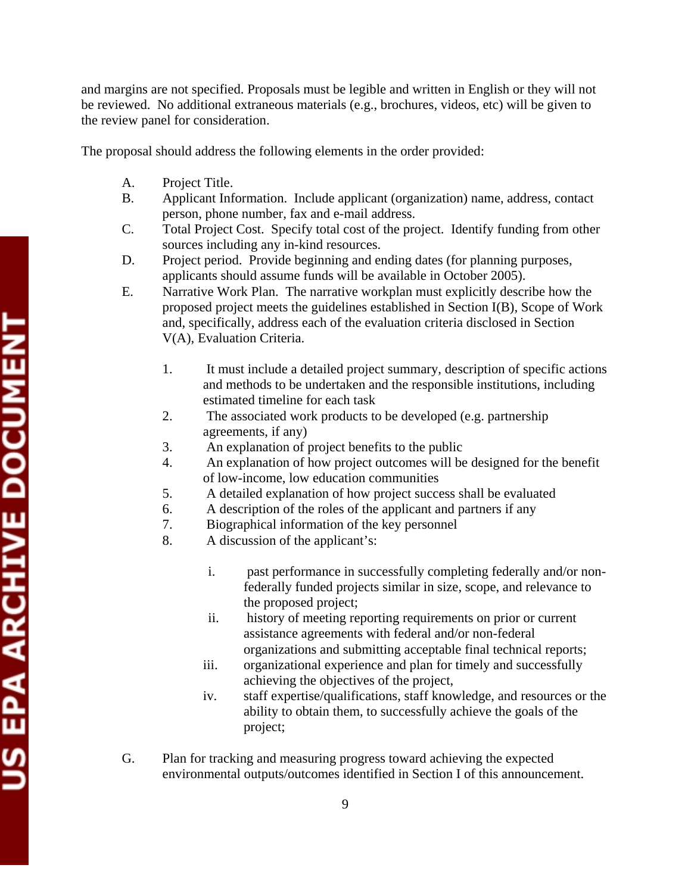and margins are not specified. Proposals must be legible and written in English or they will not be reviewed. No additional extraneous materials (e.g., brochures, videos, etc) will be given to the review panel for consideration.

The proposal should address the following elements in the order provided:

A. Project Title.

B. Applicant Information. Include applicant (organization) name, address, contact person, phone number, fax and e-mail address.

C. Total Project Cost. Specify total cost of the project. Identify funding from other sources including any in-kind resources.

D. Project period. Provide beginning and ending dates (for planning purposes, applicants should assume funds will be available in October 2005).

E. Narrative Work Plan. The narrative workplan must explicitly describe how the proposed project meets the guidelines established in Section I(B), Scope of Work and, specifically, address each of the evaluation criteria disclosed in Section V(A), Evaluation Criteria.

   1. It must include a detailed project summary, description of specific actions and methods to be undertaken and the responsible institutions, including estimated timeline for each task
   2. The associated work products to be developed (e.g. partnership agreements, if any)
   3. An explanation of project benefits to the public
   4. An explanation of how project outcomes will be designed for the benefit of low-income, low education communities
   5. A detailed explanation of how project success shall be evaluated
   6. A description of the roles of the applicant and partners if any
   7. Biographical information of the key personnel
   8. A discussion of the applicant's:

      i. past performance in successfully completing federally and/or non-federally funded projects similar in size, scope, and relevance to the proposed project;
      ii. history of meeting reporting requirements on prior or current assistance agreements with federal and/or non-federal organizations and submitting acceptable final technical reports;
      iii. organizational experience and plan for timely and successfully achieving the objectives of the project,
      iv. staff expertise/qualifications, staff knowledge, and resources or the ability to obtain them, to successfully achieve the goals of the project;

G. Plan for tracking and measuring progress toward achieving the expected environmental outputs/outcomes identified in Section I of this announcement.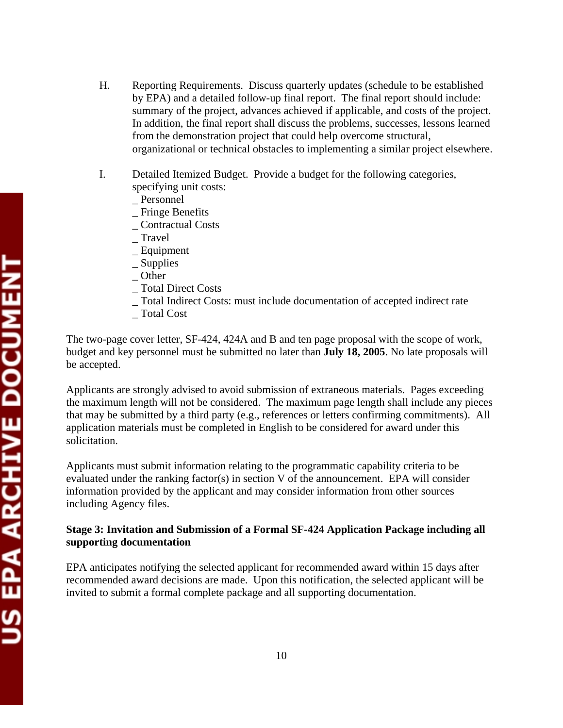H. Reporting Requirements. Discuss quarterly updates (schedule to be established by EPA) and a detailed follow-up final report. The final report should include: summary of the project, advances achieved if applicable, and costs of the project. In addition, the final report shall discuss the problems, successes, lessons learned from the demonstration project that could help overcome structural, organizational or technical obstacles to implementing a similar project elsewhere.

I. Detailed Itemized Budget. Provide a budget for the following categories, specifying unit costs:
   _ Personnel
   _ Fringe Benefits
   _ Contractual Costs
   _ Travel
   _ Equipment
   _ Supplies
   _ Other
   _ Total Direct Costs
   _ Total Indirect Costs: must include documentation of accepted indirect rate
   _ Total Cost

The two-page cover letter, SF-424, 424A and B and ten page proposal with the scope of work, budget and key personnel must be submitted no later than **July 18, 2005**. No late proposals will be accepted.

Applicants are strongly advised to avoid submission of extraneous materials. Pages exceeding the maximum length will not be considered. The maximum page length shall include any pieces that may be submitted by a third party (e.g., references or letters confirming commitments). All application materials must be completed in English to be considered for award under this solicitation.

Applicants must submit information relating to the programmatic capability criteria to be evaluated under the ranking factor(s) in section V of the announcement. EPA will consider information provided by the applicant and may consider information from other sources including Agency files.

**Stage 3: Invitation and Submission of a Formal SF-424 Application Package including all supporting documentation**

EPA anticipates notifying the selected applicant for recommended award within 15 days after recommended award decisions are made. Upon this notification, the selected applicant will be invited to submit a formal complete package and all supporting documentation.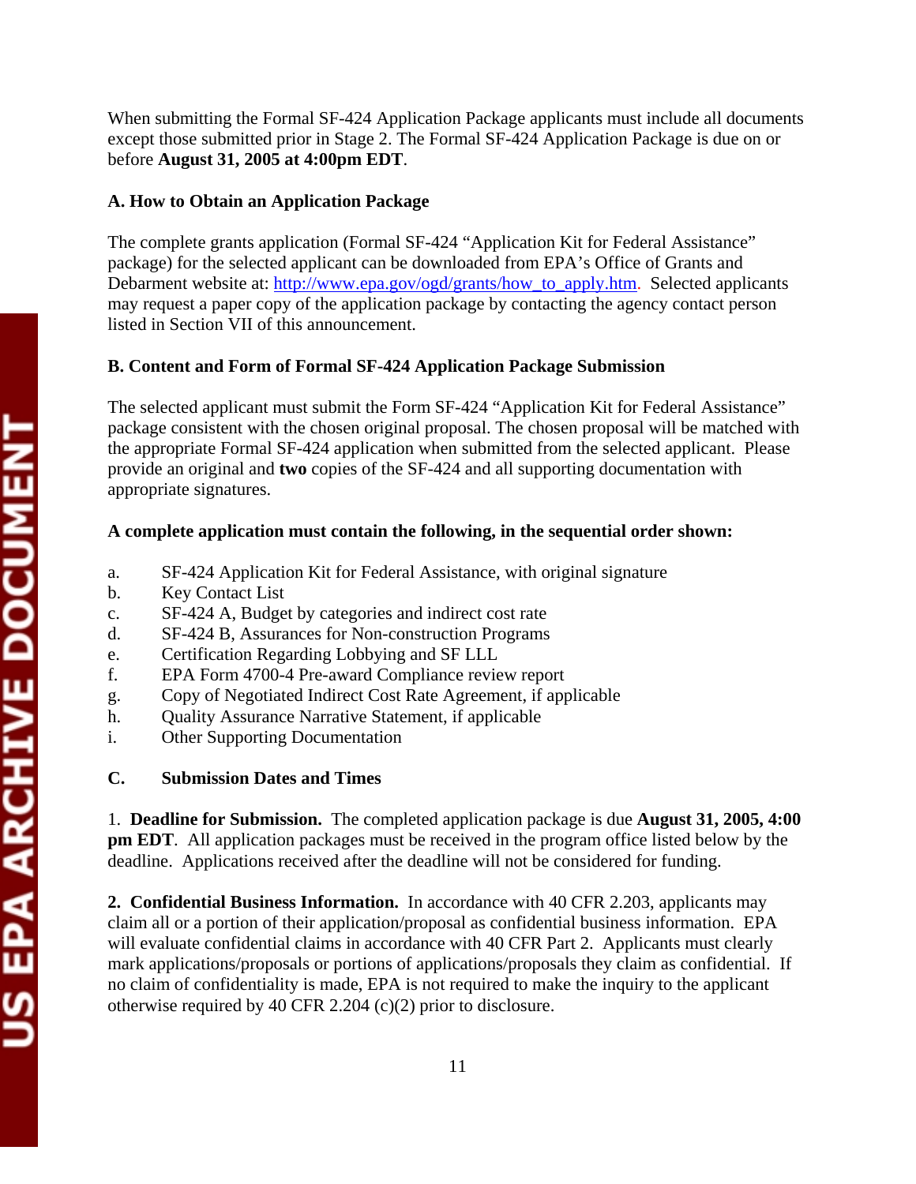When submitting the Formal SF-424 Application Package applicants must include all documents except those submitted prior in Stage 2. The Formal SF-424 Application Package is due on or before **August 31, 2005 at 4:00pm EDT**.

**A. How to Obtain an Application Package**

The complete grants application (Formal SF-424 "Application Kit for Federal Assistance" package) for the selected applicant can be downloaded from EPA's Office of Grants and Debarment website at: http://www.epa.gov/ogd/grants/how_to_apply.htm. Selected applicants may request a paper copy of the application package by contacting the agency contact person listed in Section VII of this announcement.

**B. Content and Form of Formal SF-424 Application Package Submission**

The selected applicant must submit the Form SF-424 "Application Kit for Federal Assistance" package consistent with the chosen original proposal. The chosen proposal will be matched with the appropriate Formal SF-424 application when submitted from the selected applicant. Please provide an original and **two** copies of the SF-424 and all supporting documentation with appropriate signatures.

**A complete application must contain the following, in the sequential order shown:**

a. SF-424 Application Kit for Federal Assistance, with original signature
b. Key Contact List
c. SF-424 A, Budget by categories and indirect cost rate
d. SF-424 B, Assurances for Non-construction Programs
e. Certification Regarding Lobbying and SF LLL
f. EPA Form 4700-4 Pre-award Compliance review report
g. Copy of Negotiated Indirect Cost Rate Agreement, if applicable
h. Quality Assurance Narrative Statement, if applicable
i. Other Supporting Documentation

**C. Submission Dates and Times**

1. **Deadline for Submission.** The completed application package is due **August 31, 2005, 4:00 pm EDT**. All application packages must be received in the program office listed below by the deadline. Applications received after the deadline will not be considered for funding.

**2. Confidential Business Information.** In accordance with 40 CFR 2.203, applicants may claim all or a portion of their application/proposal as confidential business information. EPA will evaluate confidential claims in accordance with 40 CFR Part 2. Applicants must clearly mark applications/proposals or portions of applications/proposals they claim as confidential. If no claim of confidentiality is made, EPA is not required to make the inquiry to the applicant otherwise required by 40 CFR 2.204 (c)(2) prior to disclosure.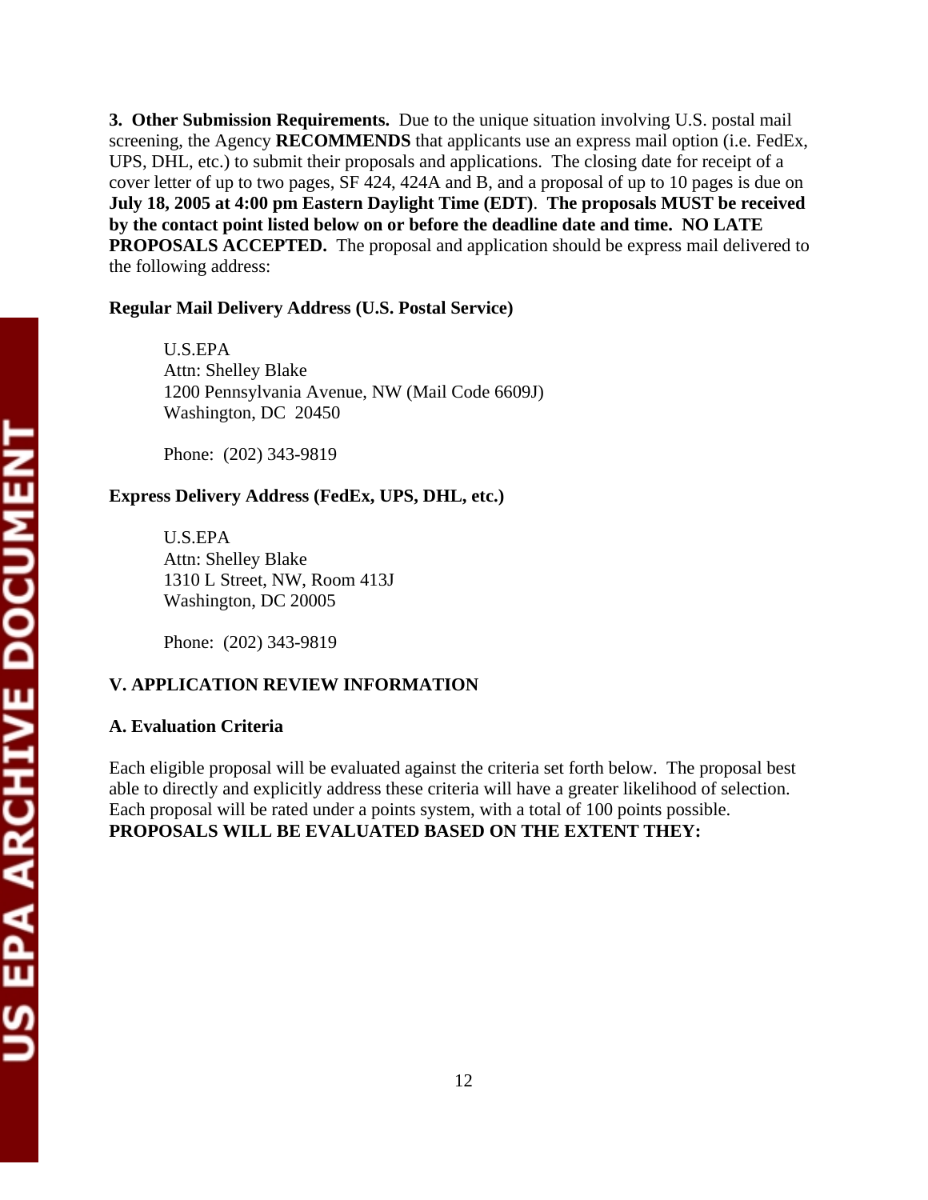**3. Other Submission Requirements.** Due to the unique situation involving U.S. postal mail screening, the Agency **RECOMMENDS** that applicants use an express mail option (i.e. FedEx, UPS, DHL, etc.) to submit their proposals and applications. The closing date for receipt of a cover letter of up to two pages, SF 424, 424A and B, and a proposal of up to 10 pages is due on **July 18, 2005 at 4:00 pm Eastern Daylight Time (EDT)**. **The proposals MUST be received by the contact point listed below on or before the deadline date and time. NO LATE PROPOSALS ACCEPTED.** The proposal and application should be express mail delivered to the following address:

**Regular Mail Delivery Address (U.S. Postal Service)**

U.S.EPA
Attn: Shelley Blake
1200 Pennsylvania Avenue, NW (Mail Code 6609J)
Washington, DC 20450

Phone: (202) 343-9819

**Express Delivery Address (FedEx, UPS, DHL, etc.)**

U.S.EPA
Attn: Shelley Blake
1310 L Street, NW, Room 413J
Washington, DC 20005

Phone: (202) 343-9819

## V. APPLICATION REVIEW INFORMATION

### A. Evaluation Criteria

Each eligible proposal will be evaluated against the criteria set forth below. The proposal best able to directly and explicitly address these criteria will have a greater likelihood of selection. Each proposal will be rated under a points system, with a total of 100 points possible. **PROPOSALS WILL BE EVALUATED BASED ON THE EXTENT THEY:**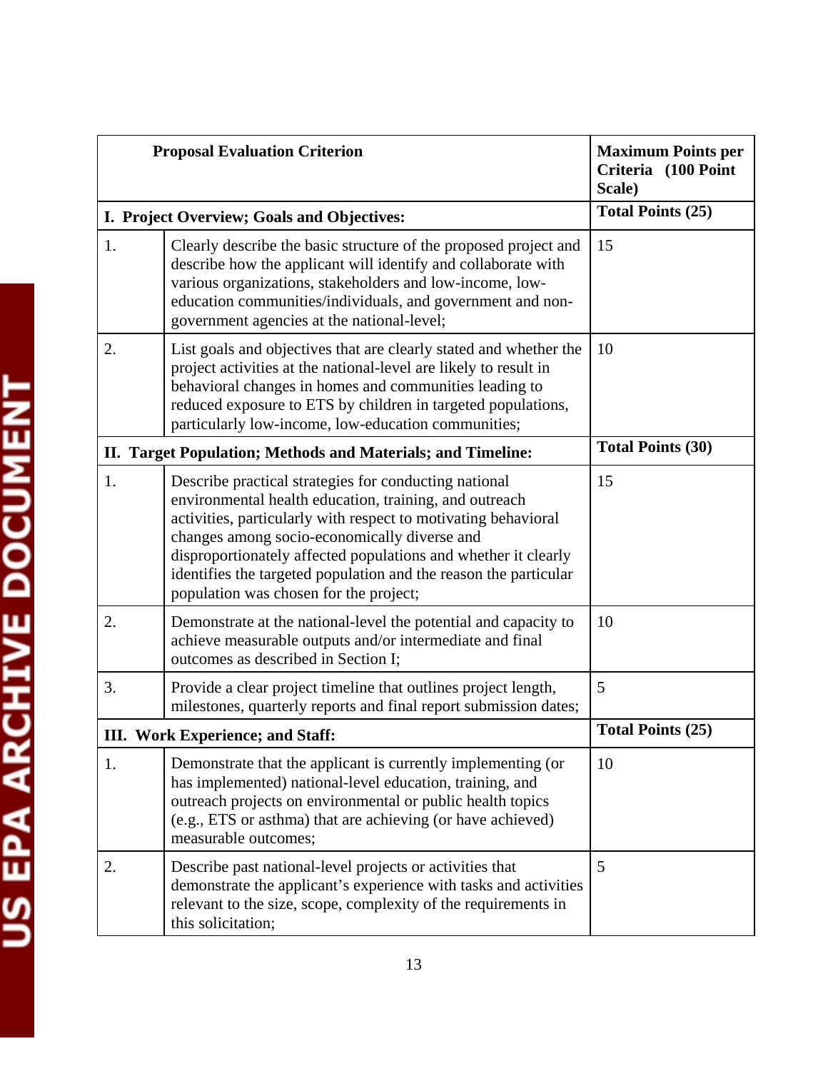| Proposal Evaluation Criterion | | Maximum Points per Criteria (100 Point Scale) |
|---|---|---|
| **I. Project Overview; Goals and Objectives:** | | **Total Points (25)** |
| 1. | Clearly describe the basic structure of the proposed project and describe how the applicant will identify and collaborate with various organizations, stakeholders and low-income, low-education communities/individuals, and government and non-government agencies at the national-level; | 15 |
| 2. | List goals and objectives that are clearly stated and whether the project activities at the national-level are likely to result in behavioral changes in homes and communities leading to reduced exposure to ETS by children in targeted populations, particularly low-income, low-education communities; | 10 |
| **II. Target Population; Methods and Materials; and Timeline:** | | **Total Points (30)** |
| 1. | Describe practical strategies for conducting national environmental health education, training, and outreach activities, particularly with respect to motivating behavioral changes among socio-economically diverse and disproportionately affected populations and whether it clearly identifies the targeted population and the reason the particular population was chosen for the project; | 15 |
| 2. | Demonstrate at the national-level the potential and capacity to achieve measurable outputs and/or intermediate and final outcomes as described in Section I; | 10 |
| 3. | Provide a clear project timeline that outlines project length, milestones, quarterly reports and final report submission dates; | 5 |
| **III. Work Experience; and Staff:** | | **Total Points (25)** |
| 1. | Demonstrate that the applicant is currently implementing (or has implemented) national-level education, training, and outreach projects on environmental or public health topics (e.g., ETS or asthma) that are achieving (or have achieved) measurable outcomes; | 10 |
| 2. | Describe past national-level projects or activities that demonstrate the applicant's experience with tasks and activities relevant to the size, scope, complexity of the requirements in this solicitation; | 5 |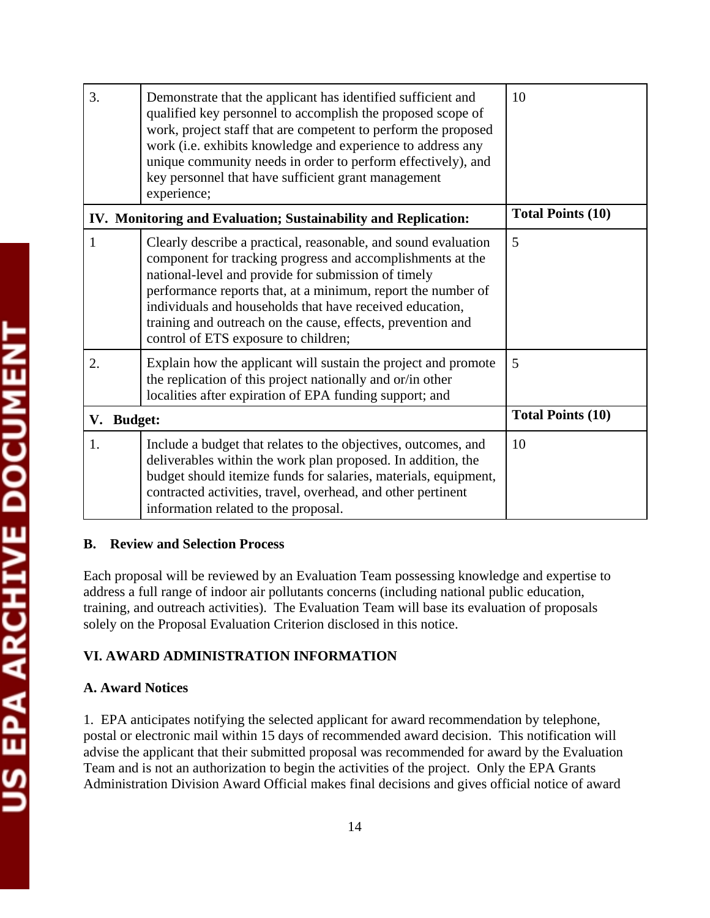| | | |
|---|---|---|
| 3. | Demonstrate that the applicant has identified sufficient and qualified key personnel to accomplish the proposed scope of work, project staff that are competent to perform the proposed work (i.e. exhibits knowledge and experience to address any unique community needs in order to perform effectively), and key personnel that have sufficient grant management experience; | 10 |
| **IV. Monitoring and Evaluation; Sustainability and Replication:** | | **Total Points (10)** |
| 1 | Clearly describe a practical, reasonable, and sound evaluation component for tracking progress and accomplishments at the national-level and provide for submission of timely performance reports that, at a minimum, report the number of individuals and households that have received education, training and outreach on the cause, effects, prevention and control of ETS exposure to children; | 5 |
| 2. | Explain how the applicant will sustain the project and promote the replication of this project nationally and or/in other localities after expiration of EPA funding support; and | 5 |
| **V. Budget:** | | **Total Points (10)** |
| 1. | Include a budget that relates to the objectives, outcomes, and deliverables within the work plan proposed. In addition, the budget should itemize funds for salaries, materials, equipment, contracted activities, travel, overhead, and other pertinent information related to the proposal. | 10 |

**B. Review and Selection Process**

Each proposal will be reviewed by an Evaluation Team possessing knowledge and expertise to address a full range of indoor air pollutants concerns (including national public education, training, and outreach activities). The Evaluation Team will base its evaluation of proposals solely on the Proposal Evaluation Criterion disclosed in this notice.

## VI. AWARD ADMINISTRATION INFORMATION

**A. Award Notices**

1. EPA anticipates notifying the selected applicant for award recommendation by telephone, postal or electronic mail within 15 days of recommended award decision. This notification will advise the applicant that their submitted proposal was recommended for award by the Evaluation Team and is not an authorization to begin the activities of the project. Only the EPA Grants Administration Division Award Official makes final decisions and gives official notice of award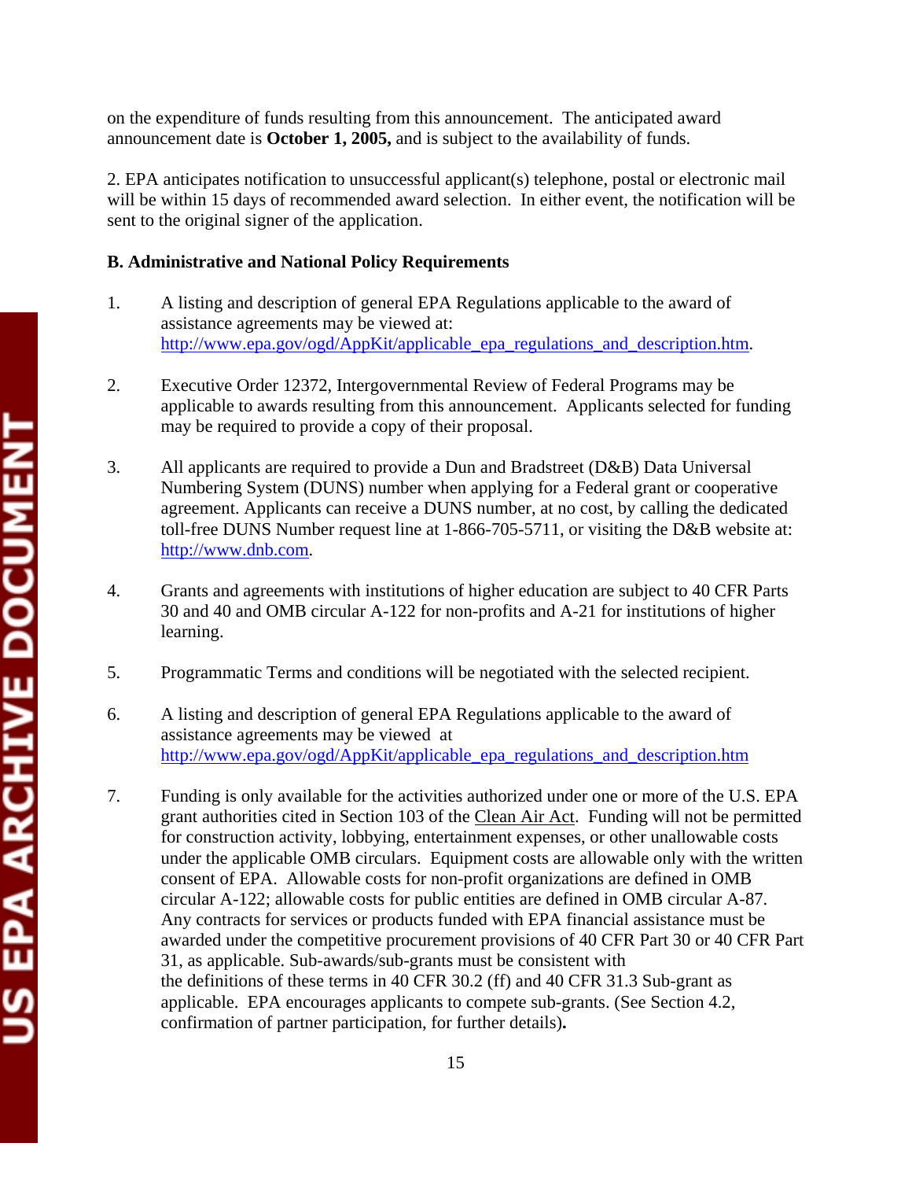on the expenditure of funds resulting from this announcement. The anticipated award announcement date is **October 1, 2005,** and is subject to the availability of funds.

2. EPA anticipates notification to unsuccessful applicant(s) telephone, postal or electronic mail will be within 15 days of recommended award selection. In either event, the notification will be sent to the original signer of the application.

**B. Administrative and National Policy Requirements**

1. A listing and description of general EPA Regulations applicable to the award of assistance agreements may be viewed at: http://www.epa.gov/ogd/AppKit/applicable_epa_regulations_and_description.htm.

2. Executive Order 12372, Intergovernmental Review of Federal Programs may be applicable to awards resulting from this announcement. Applicants selected for funding may be required to provide a copy of their proposal.

3. All applicants are required to provide a Dun and Bradstreet (D&B) Data Universal Numbering System (DUNS) number when applying for a Federal grant or cooperative agreement. Applicants can receive a DUNS number, at no cost, by calling the dedicated toll-free DUNS Number request line at 1-866-705-5711, or visiting the D&B website at: http://www.dnb.com.

4. Grants and agreements with institutions of higher education are subject to 40 CFR Parts 30 and 40 and OMB circular A-122 for non-profits and A-21 for institutions of higher learning.

5. Programmatic Terms and conditions will be negotiated with the selected recipient.

6. A listing and description of general EPA Regulations applicable to the award of assistance agreements may be viewed at http://www.epa.gov/ogd/AppKit/applicable_epa_regulations_and_description.htm

7. Funding is only available for the activities authorized under one or more of the U.S. EPA grant authorities cited in Section 103 of the Clean Air Act. Funding will not be permitted for construction activity, lobbying, entertainment expenses, or other unallowable costs under the applicable OMB circulars. Equipment costs are allowable only with the written consent of EPA. Allowable costs for non-profit organizations are defined in OMB circular A-122; allowable costs for public entities are defined in OMB circular A-87. Any contracts for services or products funded with EPA financial assistance must be awarded under the competitive procurement provisions of 40 CFR Part 30 or 40 CFR Part 31, as applicable. Sub-awards/sub-grants must be consistent with the definitions of these terms in 40 CFR 30.2 (ff) and 40 CFR 31.3 Sub-grant as applicable. EPA encourages applicants to compete sub-grants. (See Section 4.2, confirmation of partner participation, for further details)**.**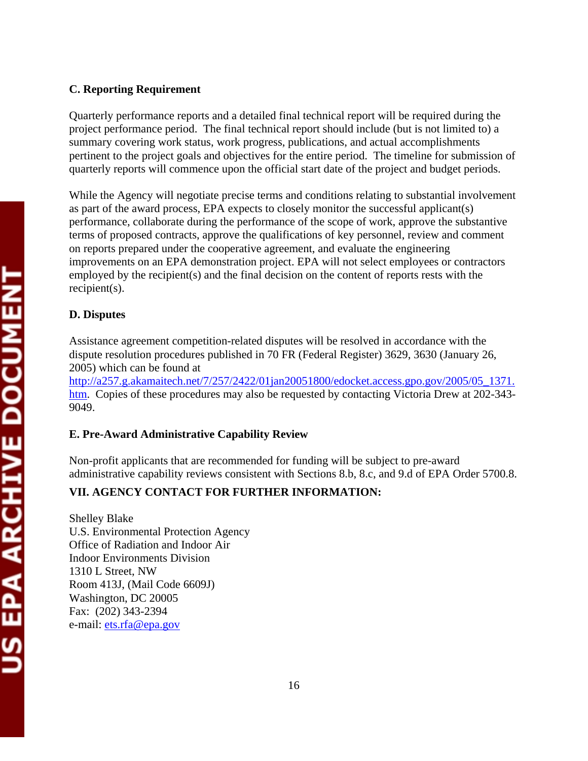**C. Reporting Requirement**

Quarterly performance reports and a detailed final technical report will be required during the project performance period. The final technical report should include (but is not limited to) a summary covering work status, work progress, publications, and actual accomplishments pertinent to the project goals and objectives for the entire period. The timeline for submission of quarterly reports will commence upon the official start date of the project and budget periods.

While the Agency will negotiate precise terms and conditions relating to substantial involvement as part of the award process, EPA expects to closely monitor the successful applicant(s) performance, collaborate during the performance of the scope of work, approve the substantive terms of proposed contracts, approve the qualifications of key personnel, review and comment on reports prepared under the cooperative agreement, and evaluate the engineering improvements on an EPA demonstration project. EPA will not select employees or contractors employed by the recipient(s) and the final decision on the content of reports rests with the recipient(s).

**D. Disputes**

Assistance agreement competition-related disputes will be resolved in accordance with the dispute resolution procedures published in 70 FR (Federal Register) 3629, 3630 (January 26, 2005) which can be found at http://a257.g.akamaitech.net/7/257/2422/01jan20051800/edocket.access.gpo.gov/2005/05_1371.htm. Copies of these procedures may also be requested by contacting Victoria Drew at 202-343-9049.

**E. Pre-Award Administrative Capability Review**

Non-profit applicants that are recommended for funding will be subject to pre-award administrative capability reviews consistent with Sections 8.b, 8.c, and 9.d of EPA Order 5700.8.

## VII. AGENCY CONTACT FOR FURTHER INFORMATION:

Shelley Blake
U.S. Environmental Protection Agency
Office of Radiation and Indoor Air
Indoor Environments Division
1310 L Street, NW
Room 413J, (Mail Code 6609J)
Washington, DC 20005
Fax: (202) 343-2394
e-mail: ets.rfa@epa.gov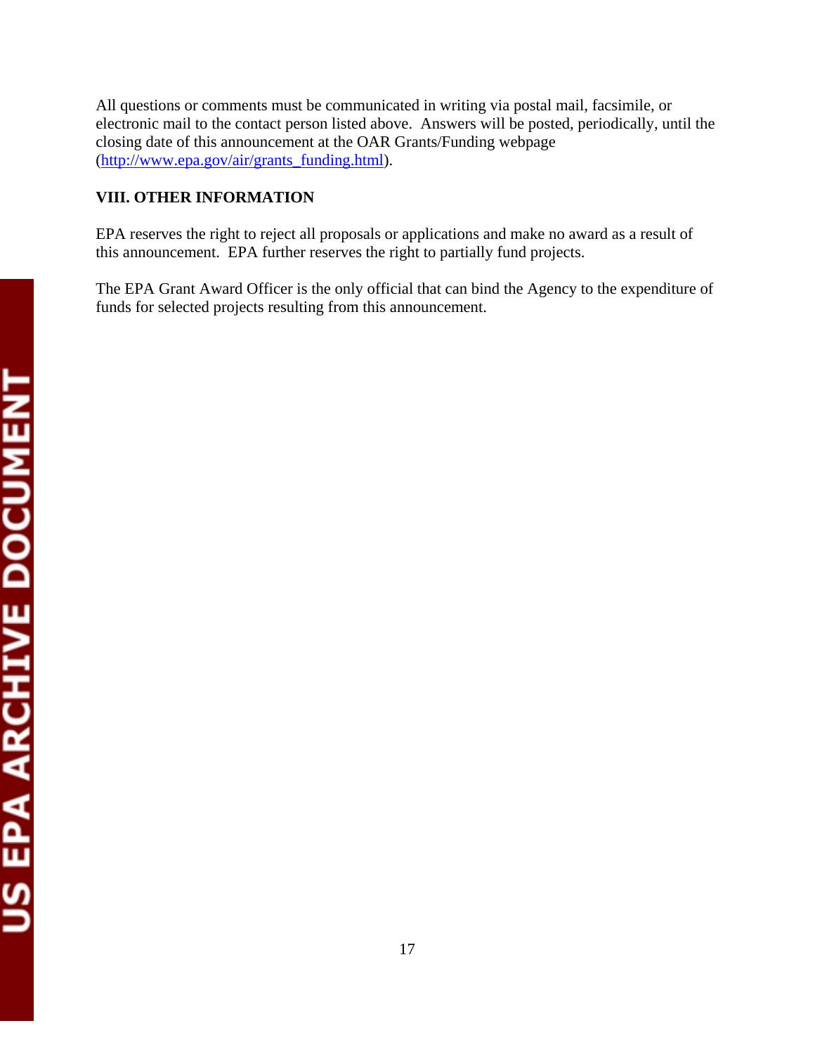All questions or comments must be communicated in writing via postal mail, facsimile, or electronic mail to the contact person listed above. Answers will be posted, periodically, until the closing date of this announcement at the OAR Grants/Funding webpage (http://www.epa.gov/air/grants_funding.html).

## VIII. OTHER INFORMATION

EPA reserves the right to reject all proposals or applications and make no award as a result of this announcement. EPA further reserves the right to partially fund projects.

The EPA Grant Award Officer is the only official that can bind the Agency to the expenditure of funds for selected projects resulting from this announcement.